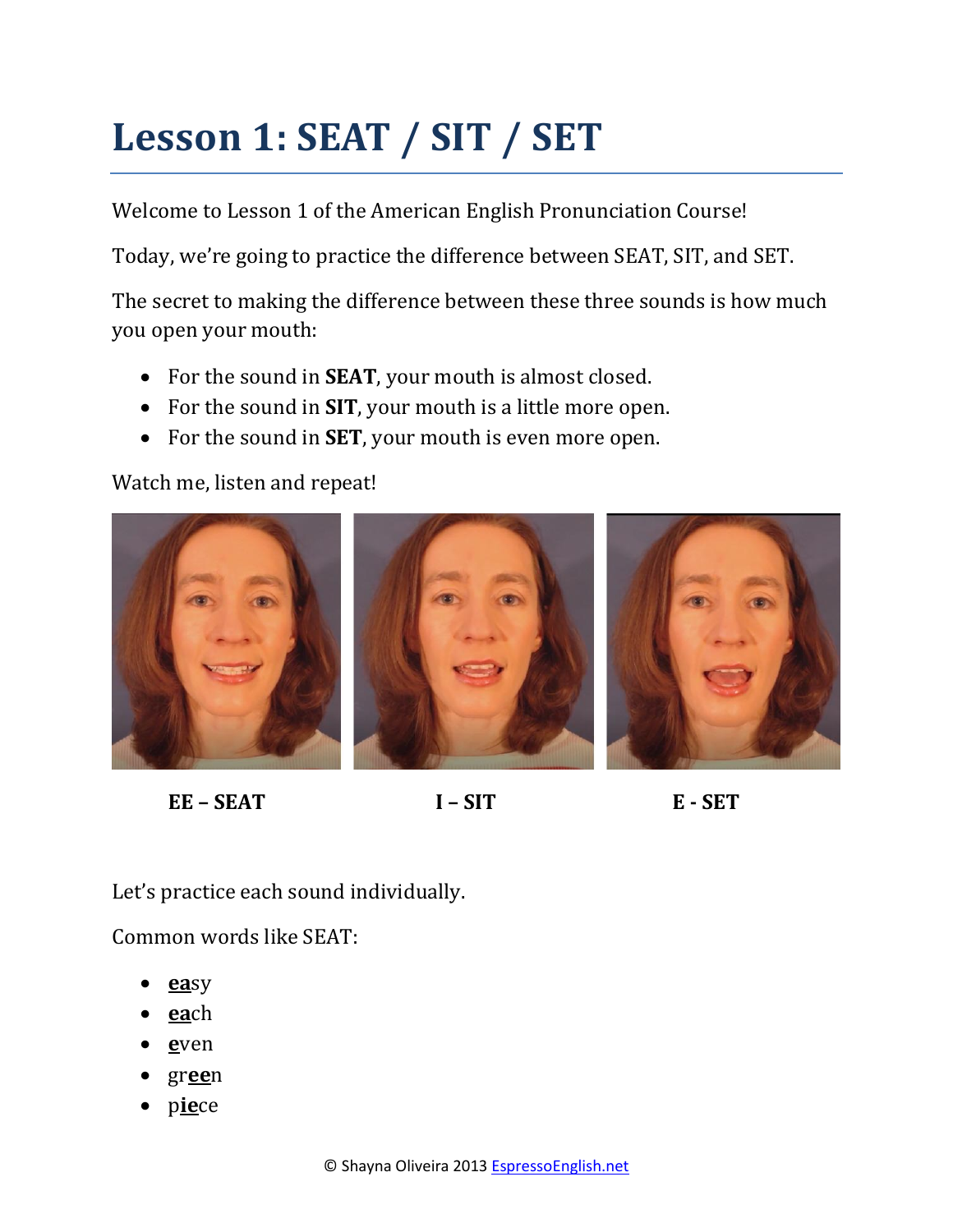# Lesson 1: SEAT / SIT / SET

Welcome to Lesson 1 of the American English Pronunciation Course!

Today, we're going to practice the difference between SEAT, SIT, and SET.

The secret to making the difference between these three sounds is how much you open your mouth:

- For the sound in **SEAT**, your mouth is almost closed.
- For the sound in **SIT**, your mouth is a little more open.
- For the sound in **SET**, your mouth is even more open.

Watch me, listen and repeat!

**EE – SEAT** **I – SIT** **E - SET**

Let's practice each sound individually.

Common words like SEAT:

- **ea**sy
- **ea**ch
- **e**ven
- gr**ee**n
- p**ie**ce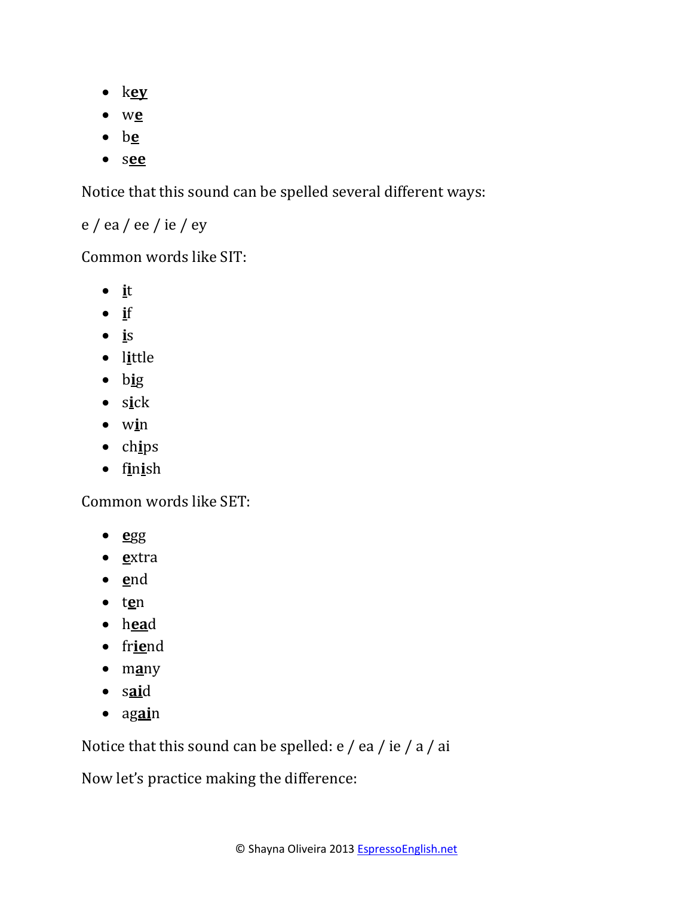- k**ey**
- w**e**
- b**e**
- s**ee**

Notice that this sound can be spelled several different ways:

e / ea / ee / ie / ey

Common words like SIT:

- **i**t
- **i**f
- **i**s
- l**i**ttle
- b**i**g
- s**i**ck
- w**i**n
- ch**i**ps
- f**i**n**i**sh

Common words like SET:

- **e**gg
- **e**xtra
- **e**nd
- t**e**n
- h**ea**d
- fr**ie**nd
- m**a**ny
- s**ai**d
- ag**ai**n

Notice that this sound can be spelled: e / ea / ie / a / ai

Now let's practice making the difference: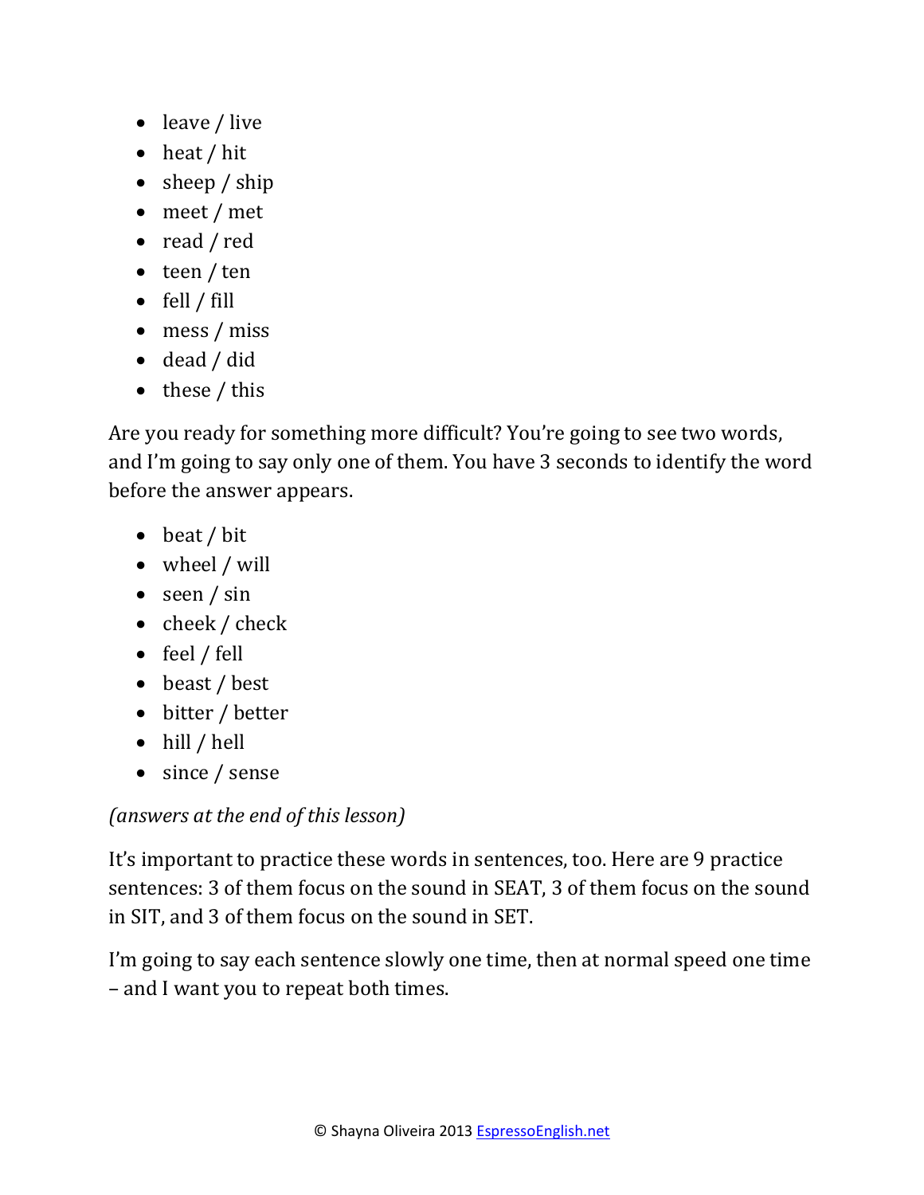- leave / live
- heat / hit
- sheep / ship
- meet / met
- read / red
- teen / ten
- fell / fill
- mess / miss
- dead / did
- these / this

Are you ready for something more difficult? You're going to see two words, and I'm going to say only one of them. You have 3 seconds to identify the word before the answer appears.

- beat / bit
- wheel / will
- seen / sin
- cheek / check
- feel / fell
- beast / best
- bitter / better
- hill / hell
- since / sense

*(answers at the end of this lesson)*

It's important to practice these words in sentences, too. Here are 9 practice sentences: 3 of them focus on the sound in SEAT, 3 of them focus on the sound in SIT, and 3 of them focus on the sound in SET.

I'm going to say each sentence slowly one time, then at normal speed one time – and I want you to repeat both times.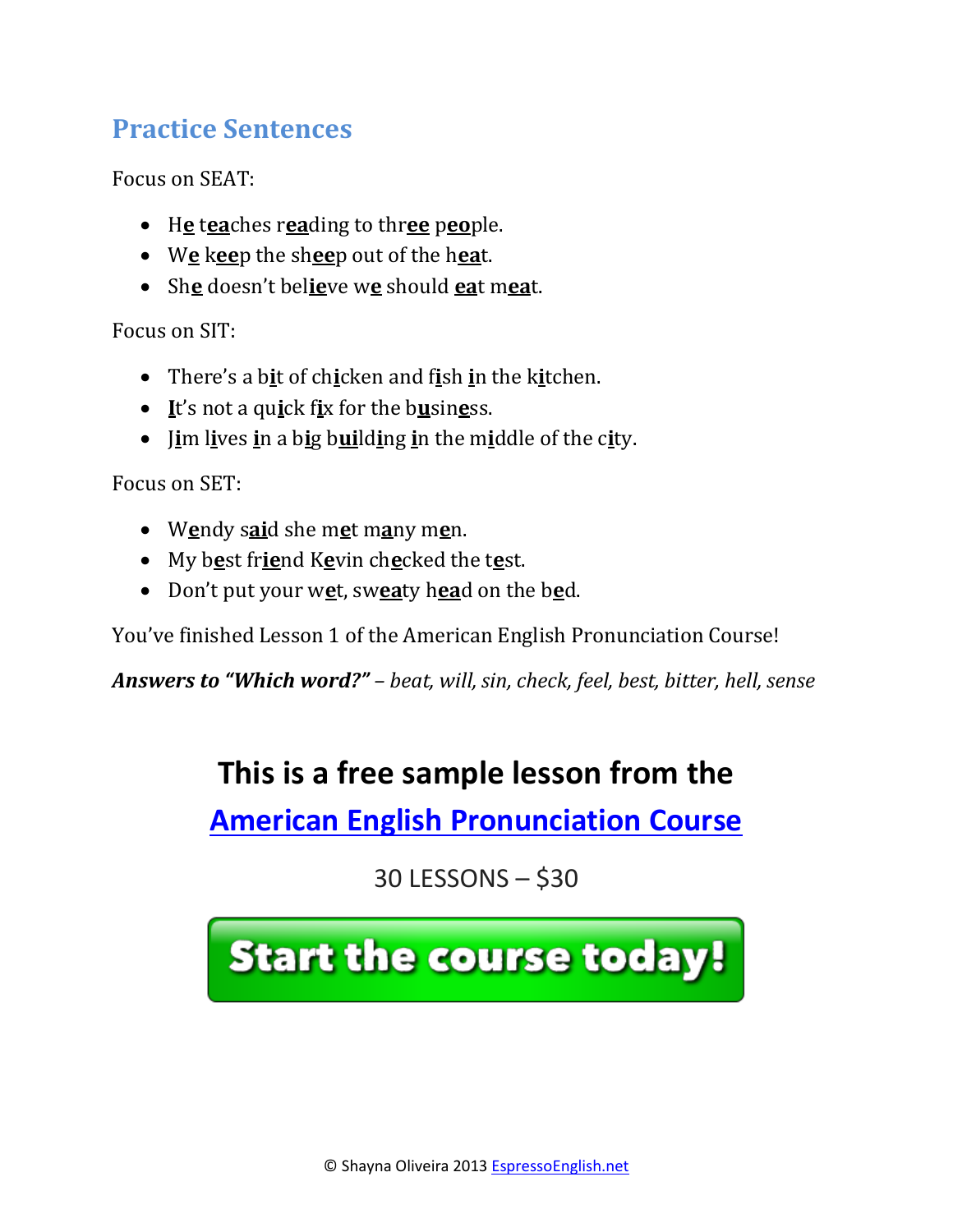## Practice Sentences

Focus on SEAT:

- H**e** t**ea**ches r**ea**ding to thr**ee** p**eo**ple.
- W**e** k**ee**p the sh**ee**p out of the h**ea**t.
- Sh**e** doesn't bel**ie**ve w**e** should **ea**t m**ea**t.

Focus on SIT:

- There's a b**i**t of ch**i**cken and f**i**sh **i**n the k**i**tchen.
- **I**t's not a qu**i**ck f**i**x for the b**u**sin**e**ss.
- J**i**m l**i**ves **i**n a b**i**g b**ui**ld**i**ng **i**n the m**i**ddle of the c**i**ty.

Focus on SET:

- W**e**ndy s**ai**d she m**e**t m**a**ny m**e**n.
- My b**e**st fr**ie**nd K**e**vin ch**e**cked the t**e**st.
- Don't put your w**e**t, sw**ea**ty h**ea**d on the b**e**d.

You've finished Lesson 1 of the American English Pronunciation Course!

***Answers to "Which word?"*** *– beat, will, sin, check, feel, best, bitter, hell, sense*

**This is a free sample lesson from the**

**[American English Pronunciation Course](#)**

30 LESSONS – $30

**Start the course today!**